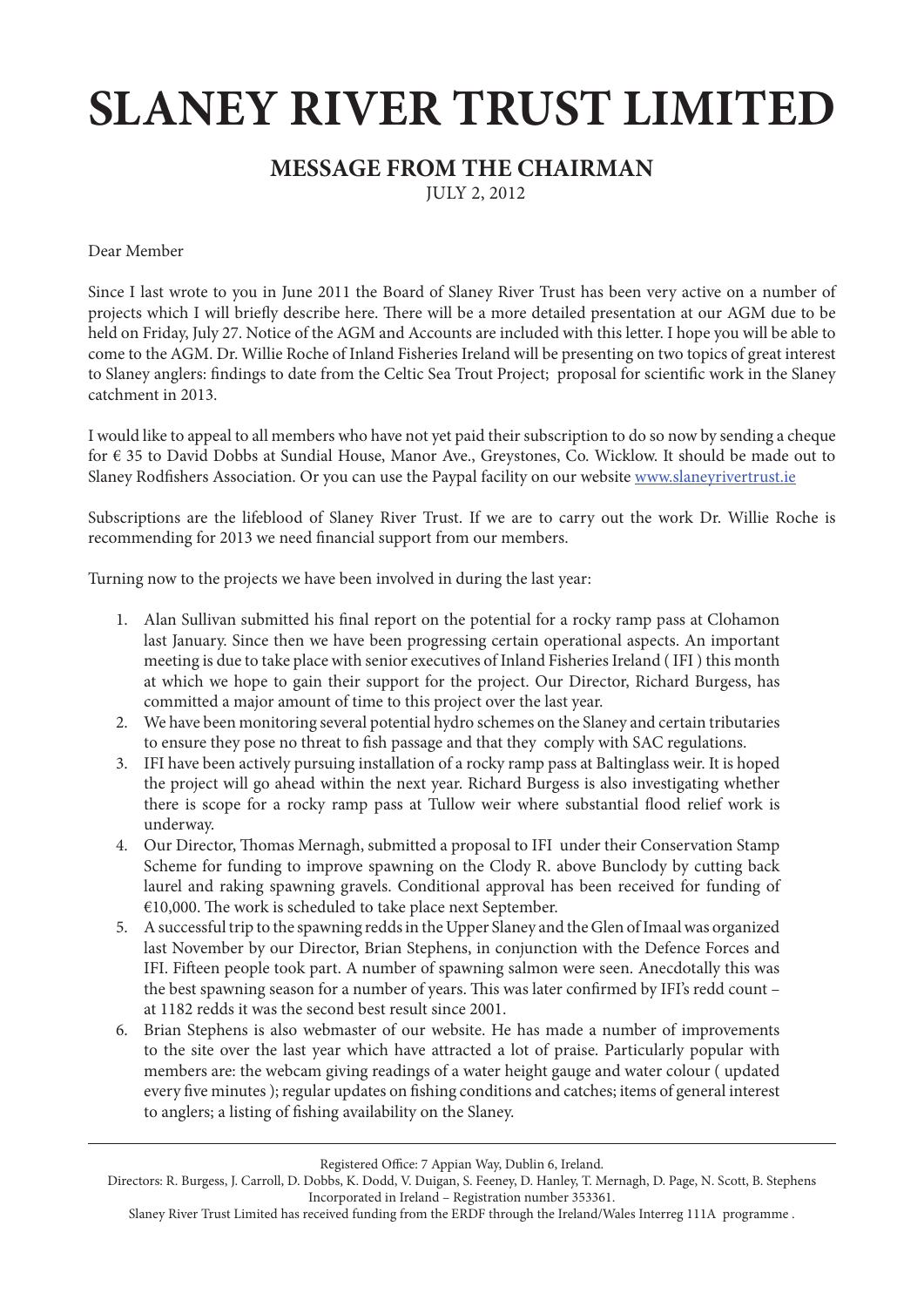# SLANEY RIVER TRUST LIMITED

## MESSAGE FROM THE CHAIRMAN

JULY 2, 2012

Dear Member

Since I last wrote to you in June 2011 the Board of Slaney River Trust has been very active on a number of projects which I will briefly describe here. There will be a more detailed presentation at our AGM due to be held on Friday, July 27. Notice of the AGM and Accounts are included with this letter. I hope you will be able to come to the AGM. Dr. Willie Roche of Inland Fisheries Ireland will be presenting on two topics of great interest to Slaney anglers: findings to date from the Celtic Sea Trout Project; proposal for scientific work in the Slaney catchment in 2013.

I would like to appeal to all members who have not yet paid their subscription to do so now by sending a cheque for € 35 to David Dobbs at Sundial House, Manor Ave., Greystones, Co. Wicklow. It should be made out to Slaney Rodfishers Association. Or you can use the Paypal facility on our website [www.slaneyrivertrust.ie](www.slaneyrivertrust.ie)

Subscriptions are the lifeblood of Slaney River Trust. If we are to carry out the work Dr. Willie Roche is recommending for 2013 we need financial support from our members.

Turning now to the projects we have been involved in during the last year:

1. Alan Sullivan submitted his final report on the potential for a rocky ramp pass at Clohamon last January. Since then we have been progressing certain operational aspects. An important meeting is due to take place with senior executives of Inland Fisheries Ireland ( IFI ) this month at which we hope to gain their support for the project. Our Director, Richard Burgess, has committed a major amount of time to this project over the last year.
2. We have been monitoring several potential hydro schemes on the Slaney and certain tributaries to ensure they pose no threat to fish passage and that they comply with SAC regulations.
3. IFI have been actively pursuing installation of a rocky ramp pass at Baltinglass weir. It is hoped the project will go ahead within the next year. Richard Burgess is also investigating whether there is scope for a rocky ramp pass at Tullow weir where substantial flood relief work is underway.
4. Our Director, Thomas Mernagh, submitted a proposal to IFI under their Conservation Stamp Scheme for funding to improve spawning on the Clody R. above Bunclody by cutting back laurel and raking spawning gravels. Conditional approval has been received for funding of €10,000. The work is scheduled to take place next September.
5. A successful trip to the spawning redds in the Upper Slaney and the Glen of Imaal was organized last November by our Director, Brian Stephens, in conjunction with the Defence Forces and IFI. Fifteen people took part. A number of spawning salmon were seen. Anecdotally this was the best spawning season for a number of years. This was later confirmed by IFI's redd count – at 1182 redds it was the second best result since 2001.
6. Brian Stephens is also webmaster of our website. He has made a number of improvements to the site over the last year which have attracted a lot of praise. Particularly popular with members are: the webcam giving readings of a water height gauge and water colour ( updated every five minutes ); regular updates on fishing conditions and catches; items of general interest to anglers; a listing of fishing availability on the Slaney.

---

Registered Office: 7 Appian Way, Dublin 6, Ireland.

Directors: R. Burgess, J. Carroll, D. Dobbs, K. Dodd, V. Duigan, S. Feeney, D. Hanley, T. Mernagh, D. Page, N. Scott, B. Stephens

Incorporated in Ireland – Registration number 353361.

Slaney River Trust Limited has received funding from the ERDF through the Ireland/Wales Interreg 111A programme .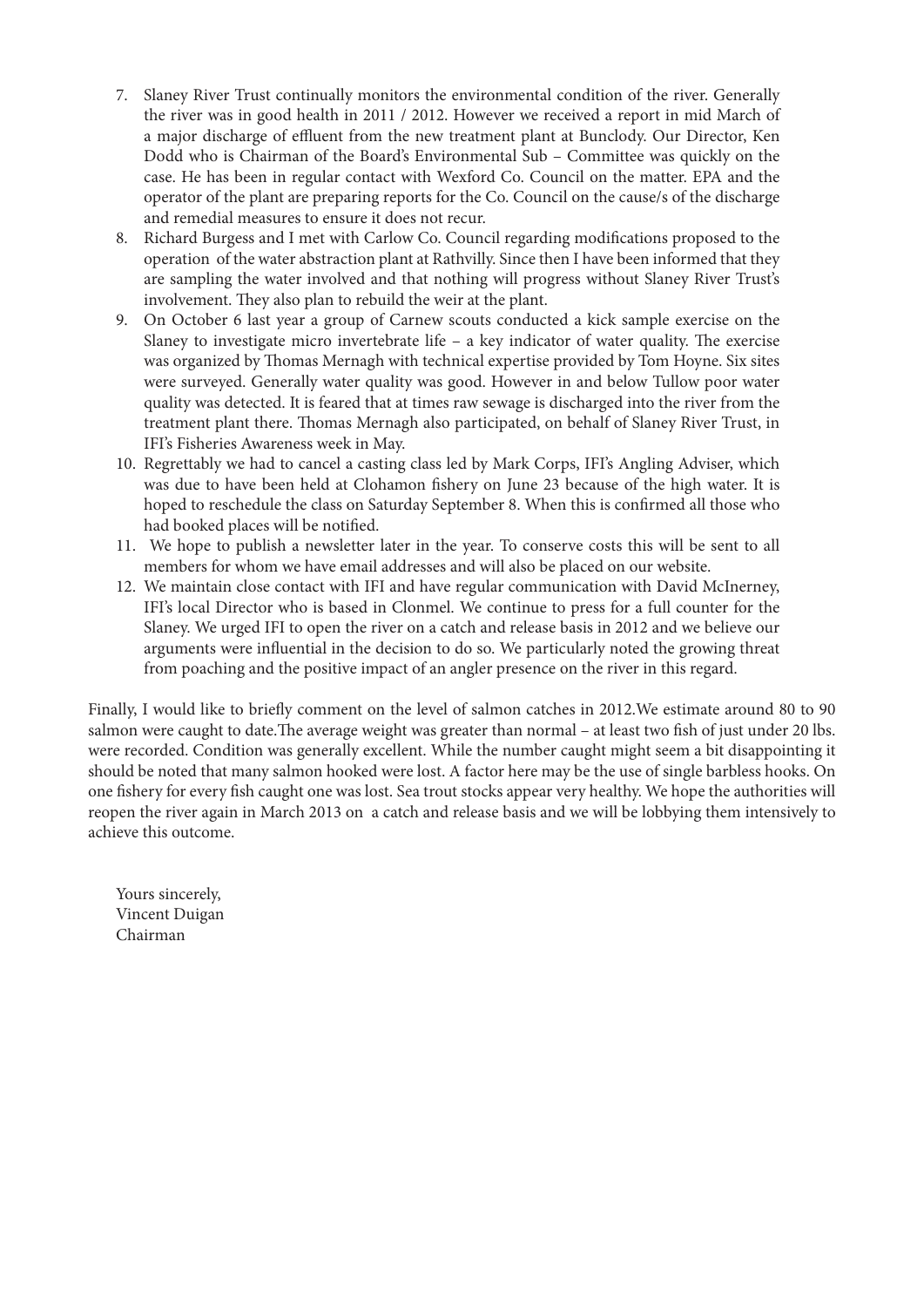7. Slaney River Trust continually monitors the environmental condition of the river. Generally the river was in good health in 2011 / 2012. However we received a report in mid March of a major discharge of effluent from the new treatment plant at Bunclody. Our Director, Ken Dodd who is Chairman of the Board's Environmental Sub – Committee was quickly on the case. He has been in regular contact with Wexford Co. Council on the matter. EPA and the operator of the plant are preparing reports for the Co. Council on the cause/s of the discharge and remedial measures to ensure it does not recur.
8. Richard Burgess and I met with Carlow Co. Council regarding modifications proposed to the operation of the water abstraction plant at Rathvilly. Since then I have been informed that they are sampling the water involved and that nothing will progress without Slaney River Trust's involvement. They also plan to rebuild the weir at the plant.
9. On October 6 last year a group of Carnew scouts conducted a kick sample exercise on the Slaney to investigate micro invertebrate life – a key indicator of water quality. The exercise was organized by Thomas Mernagh with technical expertise provided by Tom Hoyne. Six sites were surveyed. Generally water quality was good. However in and below Tullow poor water quality was detected. It is feared that at times raw sewage is discharged into the river from the treatment plant there. Thomas Mernagh also participated, on behalf of Slaney River Trust, in IFI's Fisheries Awareness week in May.
10. Regrettably we had to cancel a casting class led by Mark Corps, IFI's Angling Adviser, which was due to have been held at Clohamon fishery on June 23 because of the high water. It is hoped to reschedule the class on Saturday September 8. When this is confirmed all those who had booked places will be notified.
11. We hope to publish a newsletter later in the year. To conserve costs this will be sent to all members for whom we have email addresses and will also be placed on our website.
12. We maintain close contact with IFI and have regular communication with David McInerney, IFI's local Director who is based in Clonmel. We continue to press for a full counter for the Slaney. We urged IFI to open the river on a catch and release basis in 2012 and we believe our arguments were influential in the decision to do so. We particularly noted the growing threat from poaching and the positive impact of an angler presence on the river in this regard.

Finally, I would like to briefly comment on the level of salmon catches in 2012.We estimate around 80 to 90 salmon were caught to date.The average weight was greater than normal – at least two fish of just under 20 lbs. were recorded. Condition was generally excellent. While the number caught might seem a bit disappointing it should be noted that many salmon hooked were lost. A factor here may be the use of single barbless hooks. On one fishery for every fish caught one was lost. Sea trout stocks appear very healthy. We hope the authorities will reopen the river again in March 2013 on a catch and release basis and we will be lobbying them intensively to achieve this outcome.

Yours sincerely,
Vincent Duigan
Chairman